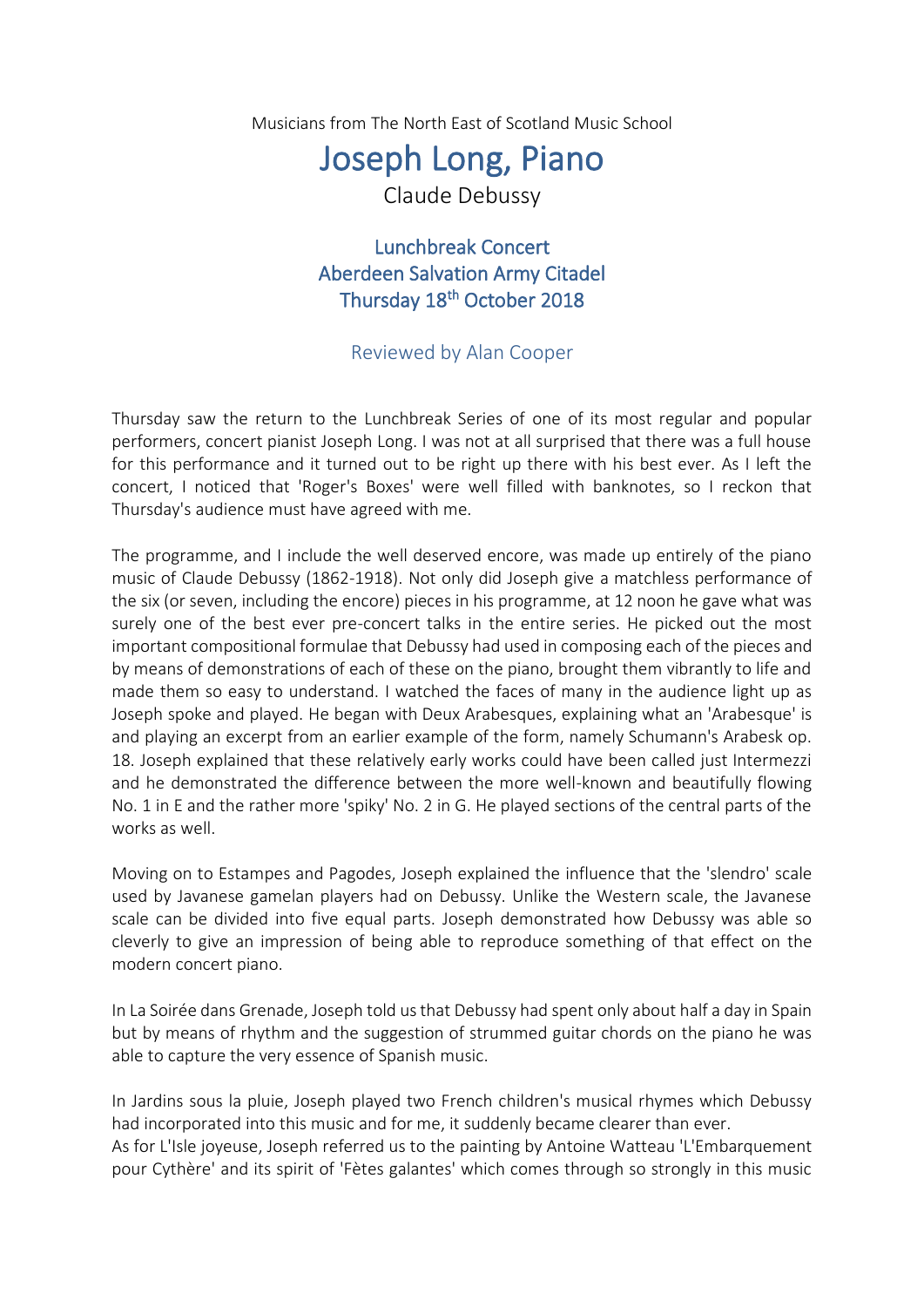Musicians from The North East of Scotland Music School

# Joseph Long, Piano

Claude Debussy

## Lunchbreak Concert
## Aberdeen Salvation Army Citadel
## Thursday 18th October 2018

Reviewed by Alan Cooper

Thursday saw the return to the Lunchbreak Series of one of its most regular and popular performers, concert pianist Joseph Long. I was not at all surprised that there was a full house for this performance and it turned out to be right up there with his best ever. As I left the concert, I noticed that 'Roger's Boxes' were well filled with banknotes, so I reckon that Thursday's audience must have agreed with me.

The programme, and I include the well deserved encore, was made up entirely of the piano music of Claude Debussy (1862-1918). Not only did Joseph give a matchless performance of the six (or seven, including the encore) pieces in his programme, at 12 noon he gave what was surely one of the best ever pre-concert talks in the entire series. He picked out the most important compositional formulae that Debussy had used in composing each of the pieces and by means of demonstrations of each of these on the piano, brought them vibrantly to life and made them so easy to understand. I watched the faces of many in the audience light up as Joseph spoke and played. He began with Deux Arabesques, explaining what an 'Arabesque' is and playing an excerpt from an earlier example of the form, namely Schumann's Arabesk op. 18. Joseph explained that these relatively early works could have been called just Intermezzi and he demonstrated the difference between the more well-known and beautifully flowing No. 1 in E and the rather more 'spiky' No. 2 in G. He played sections of the central parts of the works as well.

Moving on to Estampes and Pagodes, Joseph explained the influence that the 'slendro' scale used by Javanese gamelan players had on Debussy. Unlike the Western scale, the Javanese scale can be divided into five equal parts. Joseph demonstrated how Debussy was able so cleverly to give an impression of being able to reproduce something of that effect on the modern concert piano.

In La Soirée dans Grenade, Joseph told us that Debussy had spent only about half a day in Spain but by means of rhythm and the suggestion of strummed guitar chords on the piano he was able to capture the very essence of Spanish music.

In Jardins sous la pluie, Joseph played two French children's musical rhymes which Debussy had incorporated into this music and for me, it suddenly became clearer than ever.
As for L'Isle joyeuse, Joseph referred us to the painting by Antoine Watteau 'L'Embarquement pour Cythère' and its spirit of 'Fètes galantes' which comes through so strongly in this music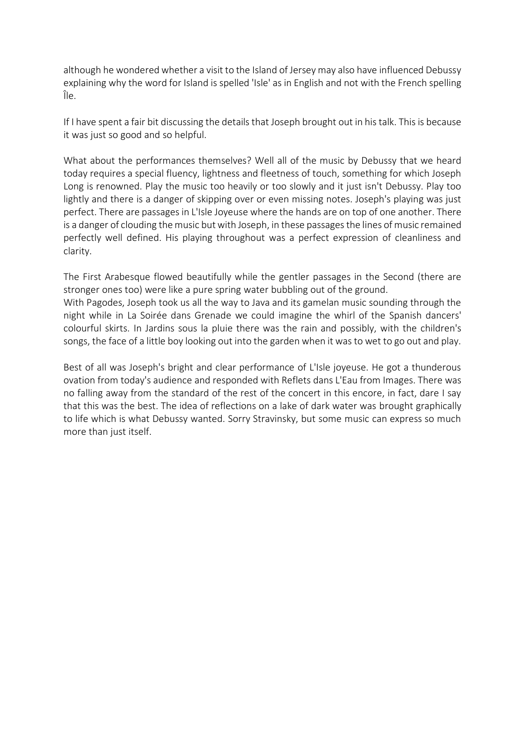although he wondered whether a visit to the Island of Jersey may also have influenced Debussy explaining why the word for Island is spelled 'Isle' as in English and not with the French spelling Île.

If I have spent a fair bit discussing the details that Joseph brought out in his talk. This is because it was just so good and so helpful.

What about the performances themselves? Well all of the music by Debussy that we heard today requires a special fluency, lightness and fleetness of touch, something for which Joseph Long is renowned. Play the music too heavily or too slowly and it just isn't Debussy. Play too lightly and there is a danger of skipping over or even missing notes. Joseph's playing was just perfect. There are passages in L'Isle Joyeuse where the hands are on top of one another. There is a danger of clouding the music but with Joseph, in these passages the lines of music remained perfectly well defined. His playing throughout was a perfect expression of cleanliness and clarity.

The First Arabesque flowed beautifully while the gentler passages in the Second (there are stronger ones too) were like a pure spring water bubbling out of the ground.
With Pagodes, Joseph took us all the way to Java and its gamelan music sounding through the night while in La Soirée dans Grenade we could imagine the whirl of the Spanish dancers' colourful skirts. In Jardins sous la pluie there was the rain and possibly, with the children's songs, the face of a little boy looking out into the garden when it was to wet to go out and play.

Best of all was Joseph's bright and clear performance of L'Isle joyeuse. He got a thunderous ovation from today's audience and responded with Reflets dans L'Eau from Images. There was no falling away from the standard of the rest of the concert in this encore, in fact, dare I say that this was the best. The idea of reflections on a lake of dark water was brought graphically to life which is what Debussy wanted. Sorry Stravinsky, but some music can express so much more than just itself.